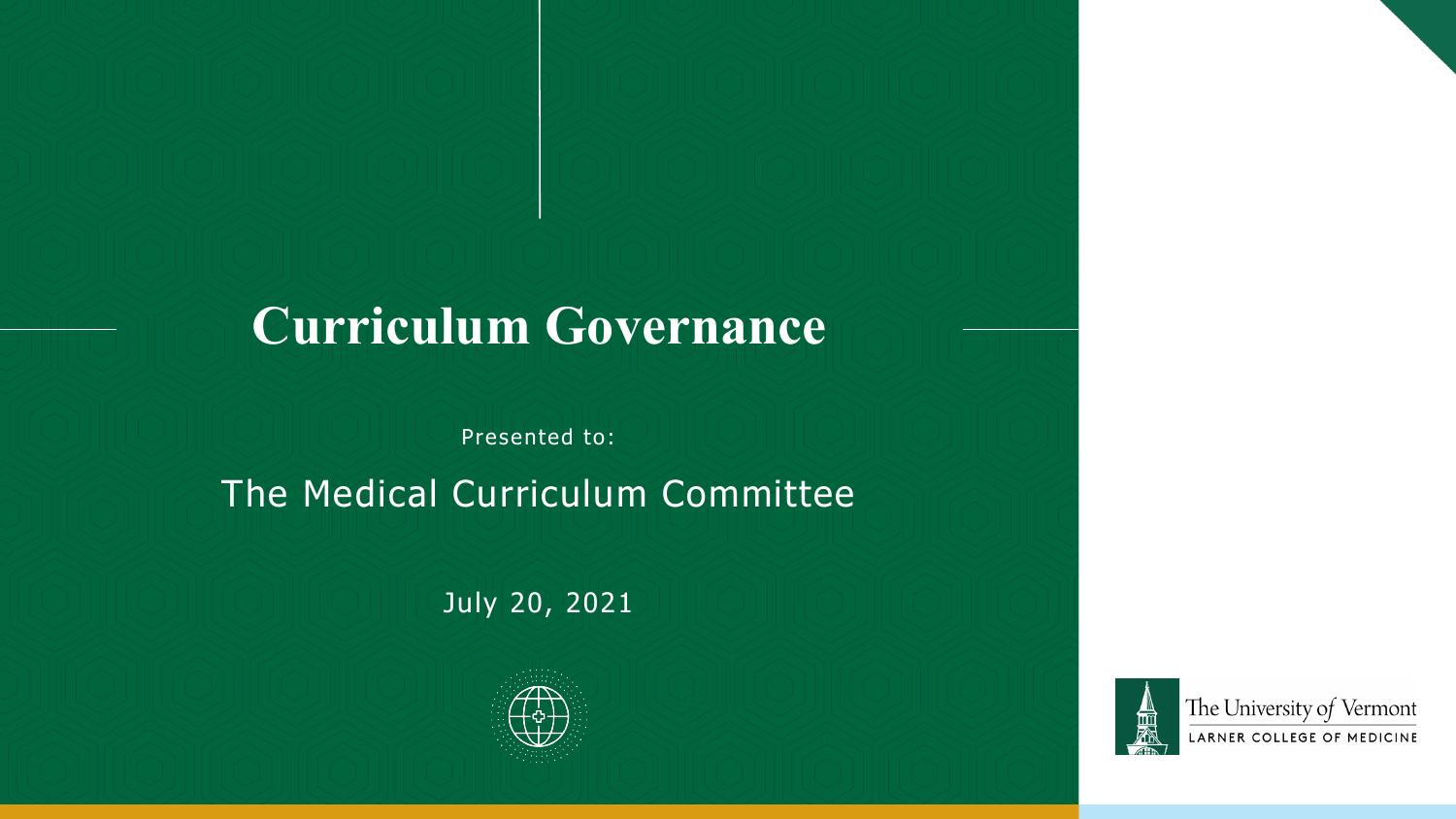# Curriculum Governance

Presented to:

The Medical Curriculum Committee

July 20, 2021

The University of Vermont

LARNER COLLEGE OF MEDICINE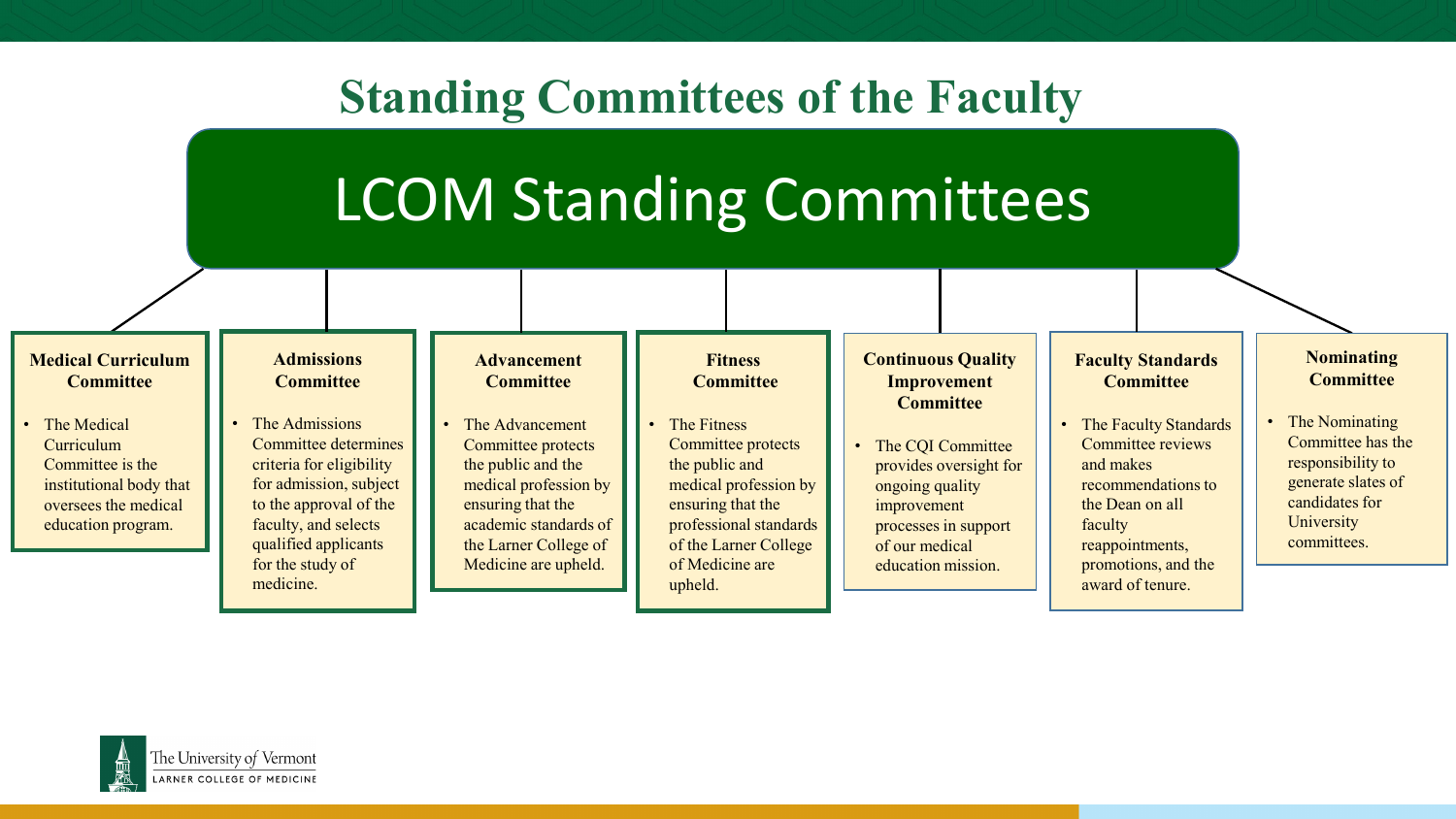# Standing Committees of the Faculty

## LCOM Standing Committees

### Medical Curriculum Committee

- The Medical Curriculum Committee is the institutional body that oversees the medical education program.

### Admissions Committee

- The Admissions Committee determines criteria for eligibility for admission, subject to the approval of the faculty, and selects qualified applicants for the study of medicine.

### Advancement Committee

- The Advancement Committee protects the public and the medical profession by ensuring that the academic standards of the Larner College of Medicine are upheld.

### Fitness Committee

- The Fitness Committee protects the public and medical profession by ensuring that the professional standards of the Larner College of Medicine are upheld.

### Continuous Quality Improvement Committee

- The CQI Committee provides oversight for ongoing quality improvement processes in support of our medical education mission.

### Faculty Standards Committee

- The Faculty Standards Committee reviews and makes recommendations to the Dean on all faculty reappointments, promotions, and the award of tenure.

### Nominating Committee

- The Nominating Committee has the responsibility to generate slates of candidates for University committees.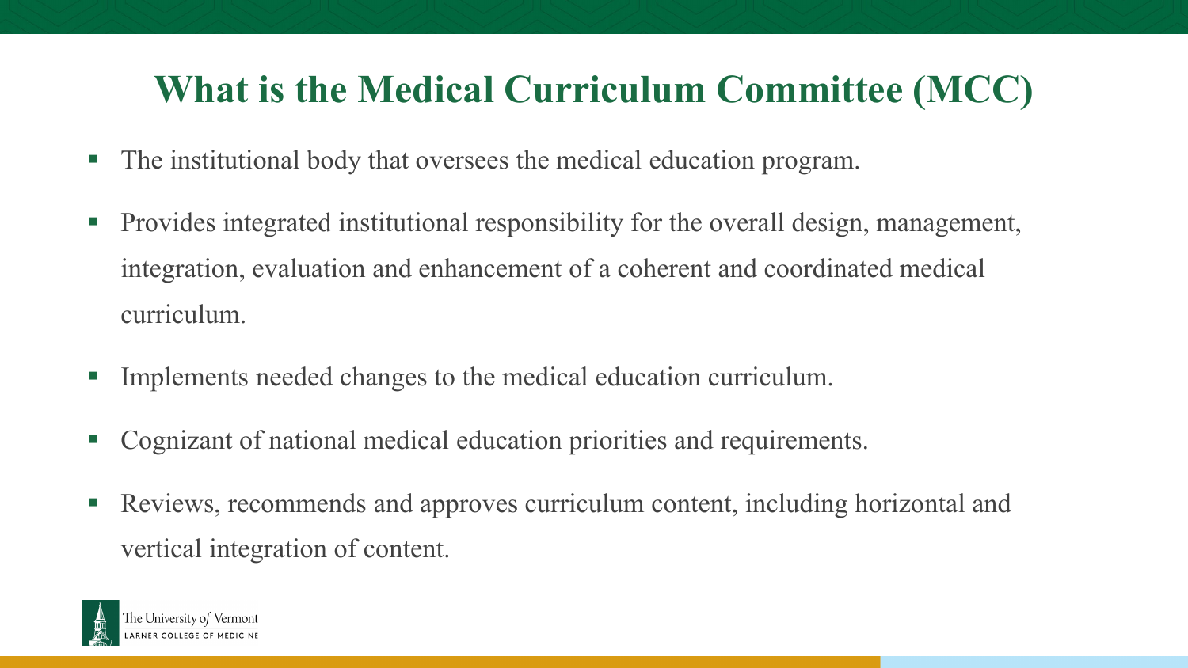## What is the Medical Curriculum Committee (MCC)

- The institutional body that oversees the medical education program.
- Provides integrated institutional responsibility for the overall design, management, integration, evaluation and enhancement of a coherent and coordinated medical curriculum.
- Implements needed changes to the medical education curriculum.
- Cognizant of national medical education priorities and requirements.
- Reviews, recommends and approves curriculum content, including horizontal and vertical integration of content.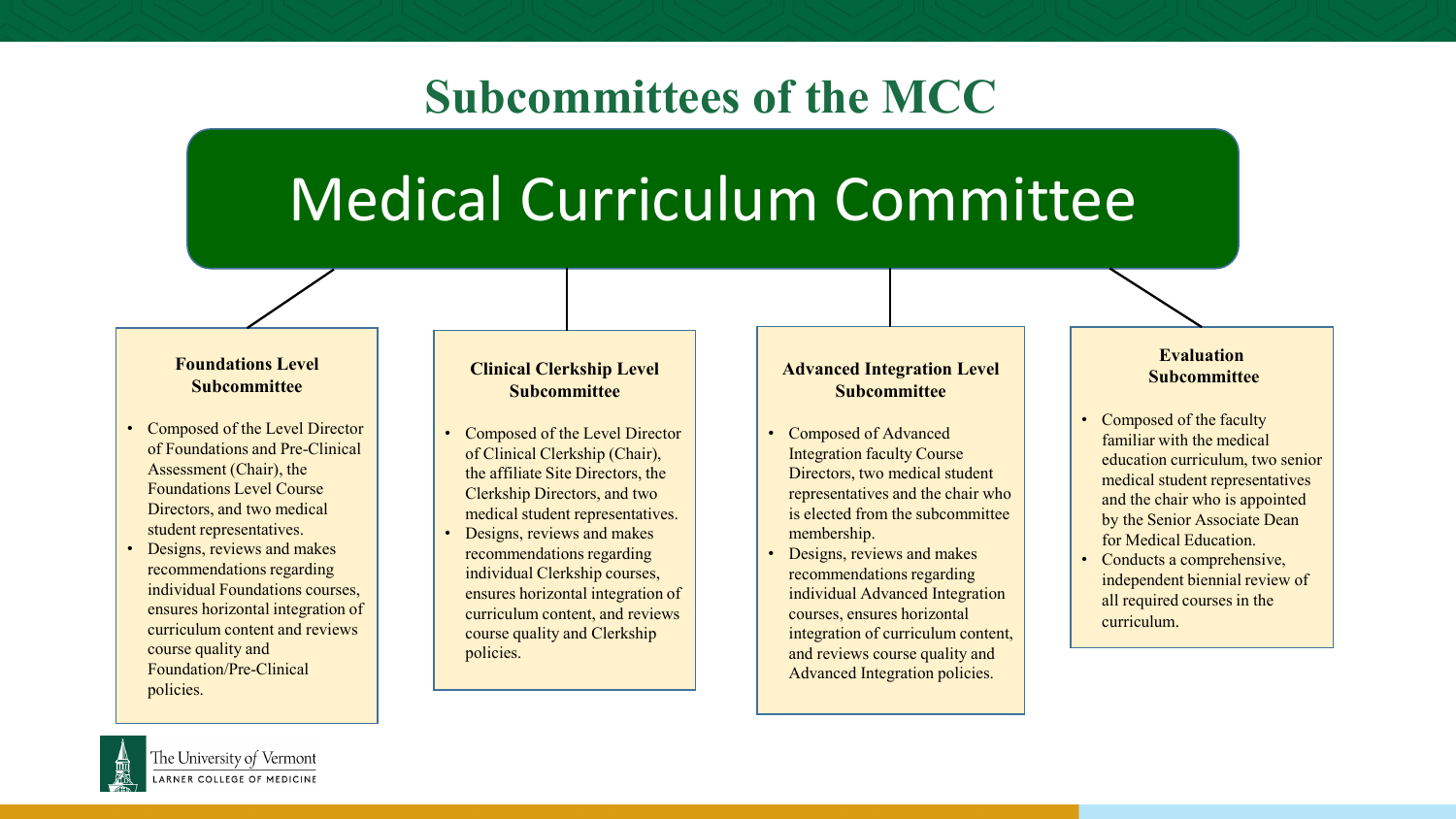# Subcommittees of the MCC

## Medical Curriculum Committee

### Foundations Level Subcommittee

- Composed of the Level Director of Foundations and Pre-Clinical Assessment (Chair), the Foundations Level Course Directors, and two medical student representatives.
- Designs, reviews and makes recommendations regarding individual Foundations courses, ensures horizontal integration of curriculum content and reviews course quality and Foundation/Pre-Clinical policies.

### Clinical Clerkship Level Subcommittee

- Composed of the Level Director of Clinical Clerkship (Chair), the affiliate Site Directors, the Clerkship Directors, and two medical student representatives.
- Designs, reviews and makes recommendations regarding individual Clerkship courses, ensures horizontal integration of curriculum content, and reviews course quality and Clerkship policies.

### Advanced Integration Level Subcommittee

- Composed of Advanced Integration faculty Course Directors, two medical student representatives and the chair who is elected from the subcommittee membership.
- Designs, reviews and makes recommendations regarding individual Advanced Integration courses, ensures horizontal integration of curriculum content, and reviews course quality and Advanced Integration policies.

### Evaluation Subcommittee

- Composed of the faculty familiar with the medical education curriculum, two senior medical student representatives and the chair who is appointed by the Senior Associate Dean for Medical Education.
- Conducts a comprehensive, independent biennial review of all required courses in the curriculum.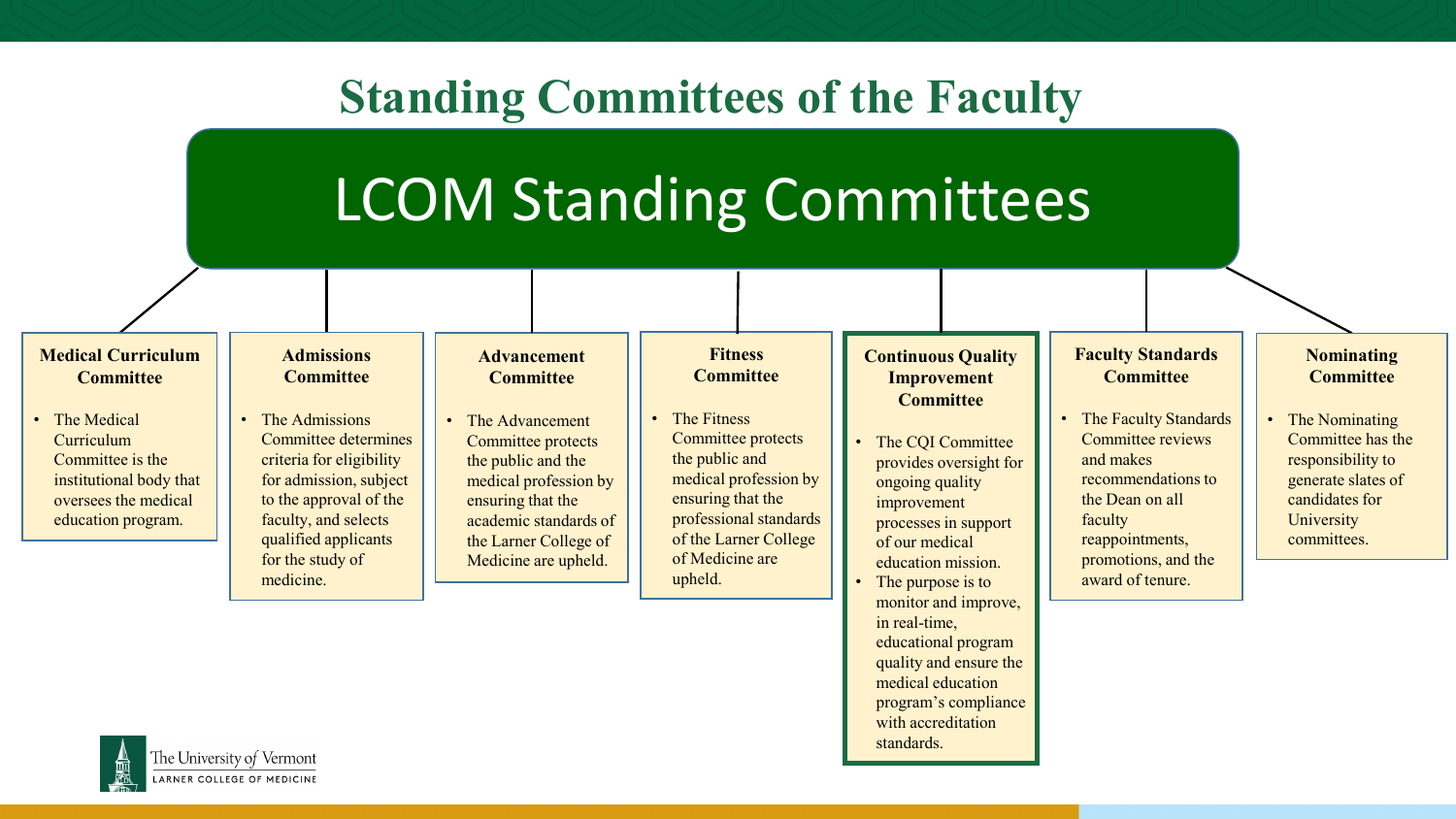# Standing Committees of the Faculty

## LCOM Standing Committees

### Medical Curriculum Committee

- The Medical Curriculum Committee is the institutional body that oversees the medical education program.

### Admissions Committee

- The Admissions Committee determines criteria for eligibility for admission, subject to the approval of the faculty, and selects qualified applicants for the study of medicine.

### Advancement Committee

- The Advancement Committee protects the public and the medical profession by ensuring that the academic standards of the Larner College of Medicine are upheld.

### Fitness Committee

- The Fitness Committee protects the public and medical profession by ensuring that the professional standards of the Larner College of Medicine are upheld.

### Continuous Quality Improvement Committee

- The CQI Committee provides oversight for ongoing quality improvement processes in support of our medical education mission.
- The purpose is to monitor and improve, in real-time, educational program quality and ensure the medical education program's compliance with accreditation standards.

### Faculty Standards Committee

- The Faculty Standards Committee reviews and makes recommendations to the Dean on all faculty reappointments, promotions, and the award of tenure.

### Nominating Committee

- The Nominating Committee has the responsibility to generate slates of candidates for University committees.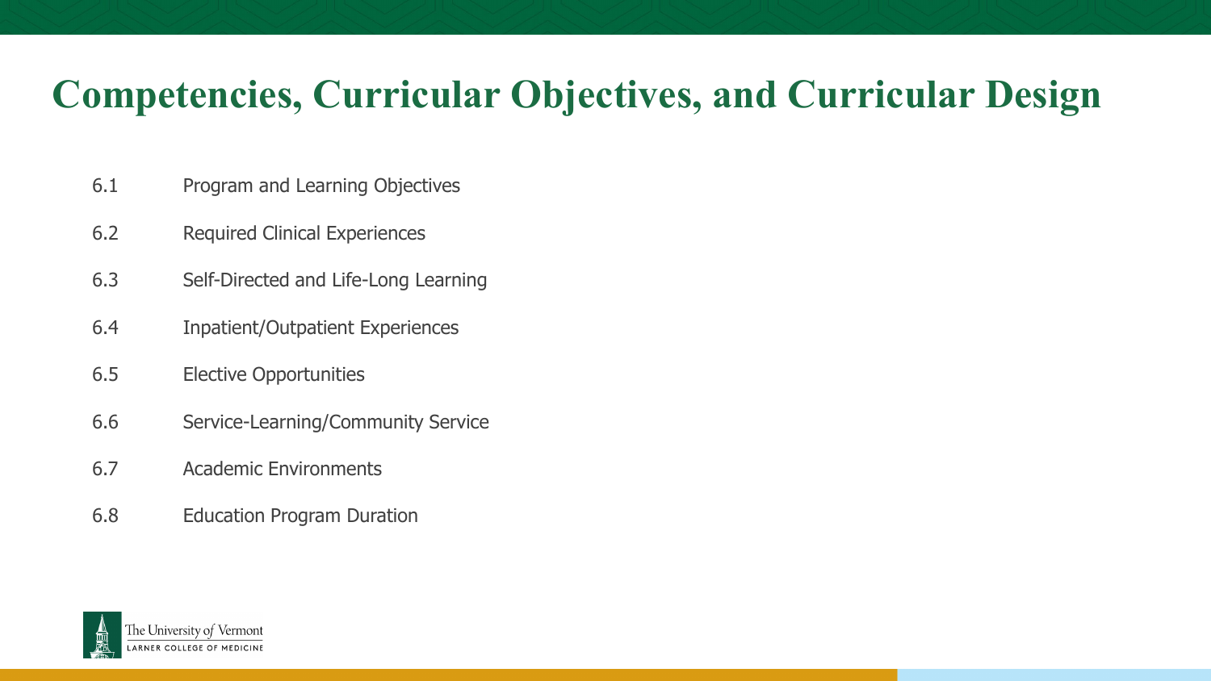# Competencies, Curricular Objectives, and Curricular Design

- 6.1 Program and Learning Objectives
- 6.2 Required Clinical Experiences
- 6.3 Self-Directed and Life-Long Learning
- 6.4 Inpatient/Outpatient Experiences
- 6.5 Elective Opportunities
- 6.6 Service-Learning/Community Service
- 6.7 Academic Environments
- 6.8 Education Program Duration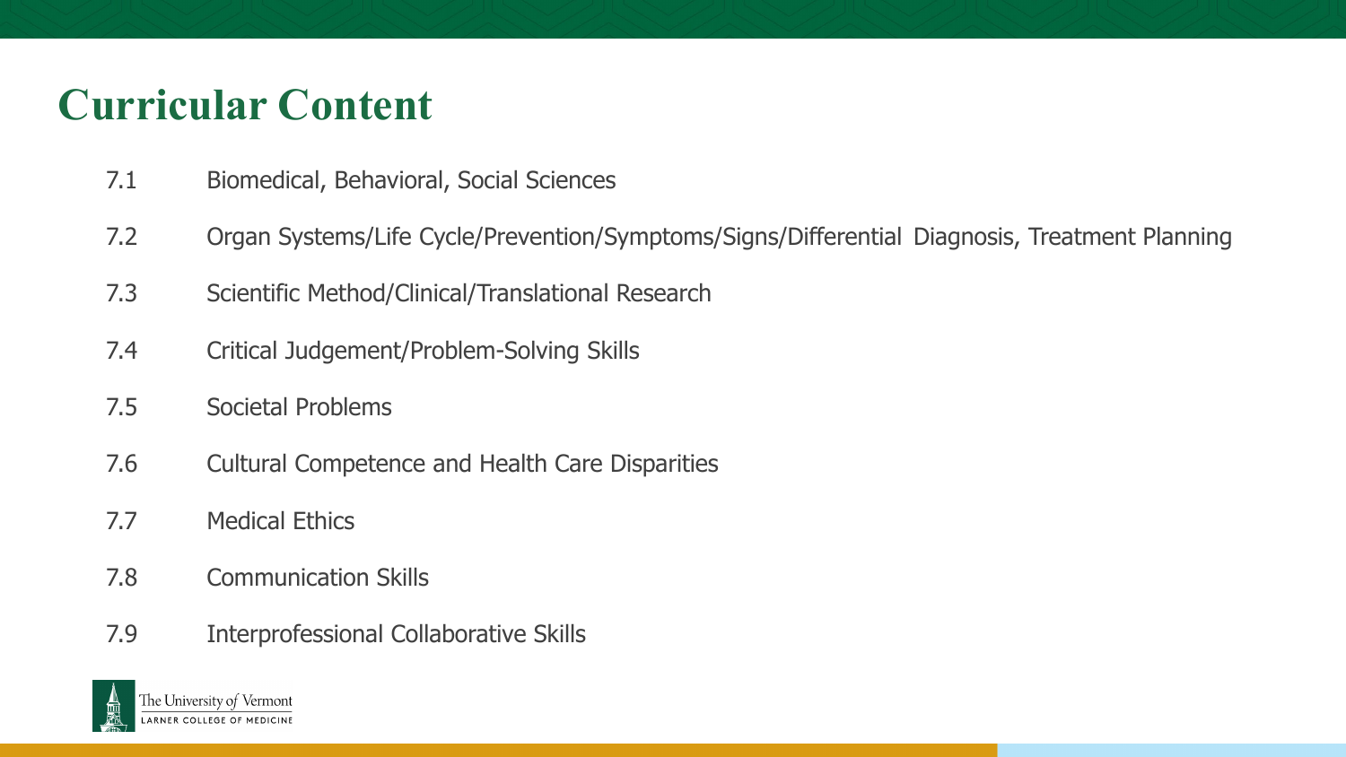# Curricular Content

| | |
|---|---|
| 7.1 | Biomedical, Behavioral, Social Sciences |
| 7.2 | Organ Systems/Life Cycle/Prevention/Symptoms/Signs/Differential Diagnosis, Treatment Planning |
| 7.3 | Scientific Method/Clinical/Translational Research |
| 7.4 | Critical Judgement/Problem-Solving Skills |
| 7.5 | Societal Problems |
| 7.6 | Cultural Competence and Health Care Disparities |
| 7.7 | Medical Ethics |
| 7.8 | Communication Skills |
| 7.9 | Interprofessional Collaborative Skills |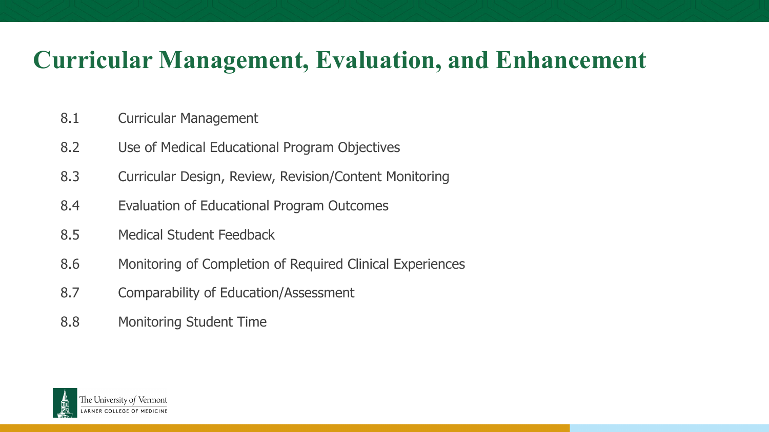# Curricular Management, Evaluation, and Enhancement

- 8.1 Curricular Management
- 8.2 Use of Medical Educational Program Objectives
- 8.3 Curricular Design, Review, Revision/Content Monitoring
- 8.4 Evaluation of Educational Program Outcomes
- 8.5 Medical Student Feedback
- 8.6 Monitoring of Completion of Required Clinical Experiences
- 8.7 Comparability of Education/Assessment
- 8.8 Monitoring Student Time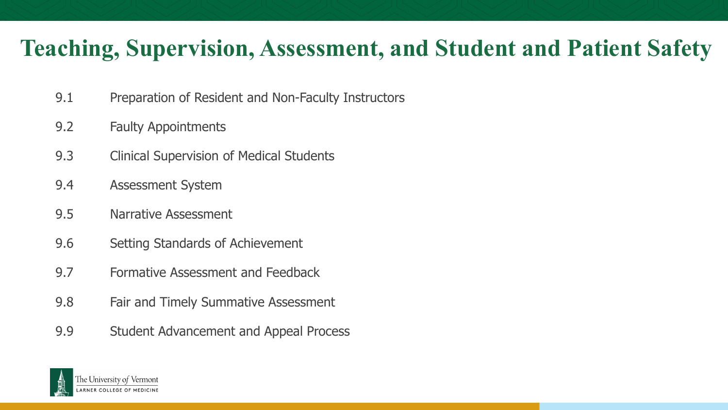# Teaching, Supervision, Assessment, and Student and Patient Safety

| | |
|---|---|
| 9.1 | Preparation of Resident and Non-Faculty Instructors |
| 9.2 | Faulty Appointments |
| 9.3 | Clinical Supervision of Medical Students |
| 9.4 | Assessment System |
| 9.5 | Narrative Assessment |
| 9.6 | Setting Standards of Achievement |
| 9.7 | Formative Assessment and Feedback |
| 9.8 | Fair and Timely Summative Assessment |
| 9.9 | Student Advancement and Appeal Process |

The University of Vermont
LARNER COLLEGE OF MEDICINE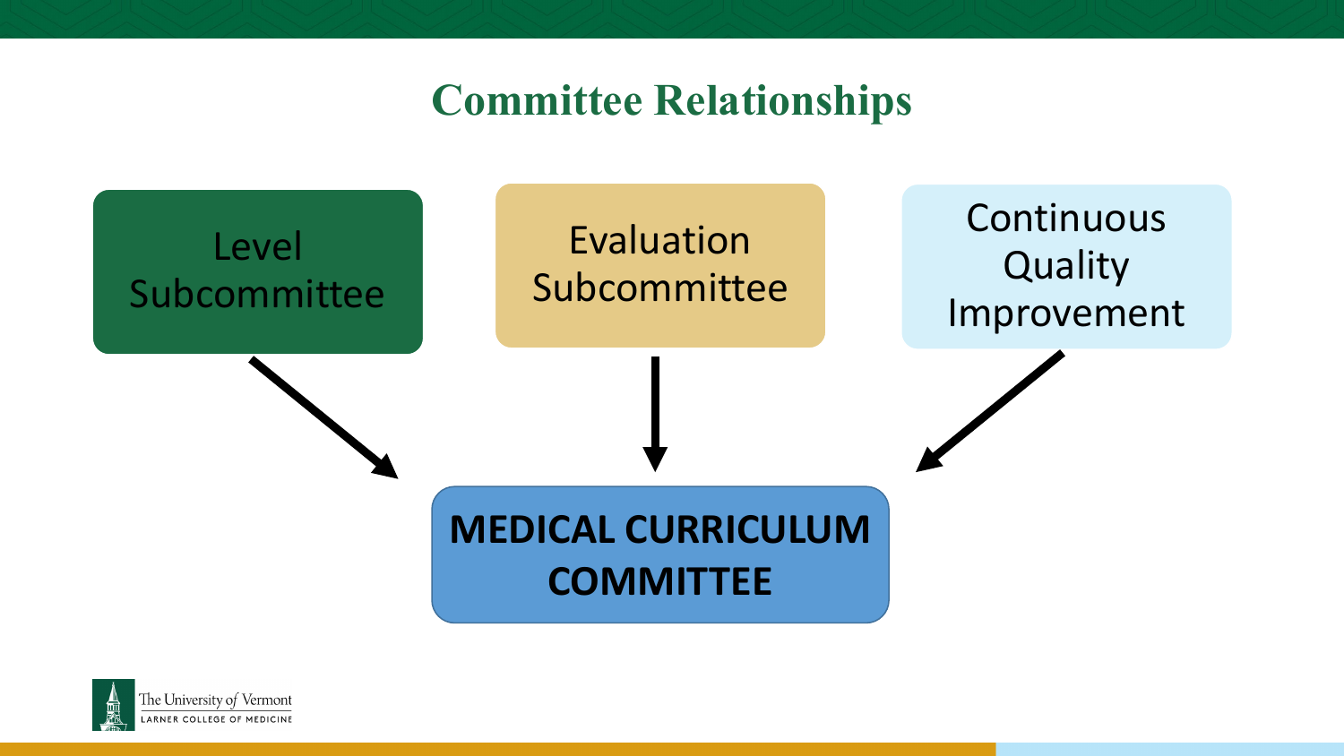# Committee Relationships

Level Subcommittee

Evaluation Subcommittee

Continuous Quality Improvement

**MEDICAL CURRICULUM COMMITTEE**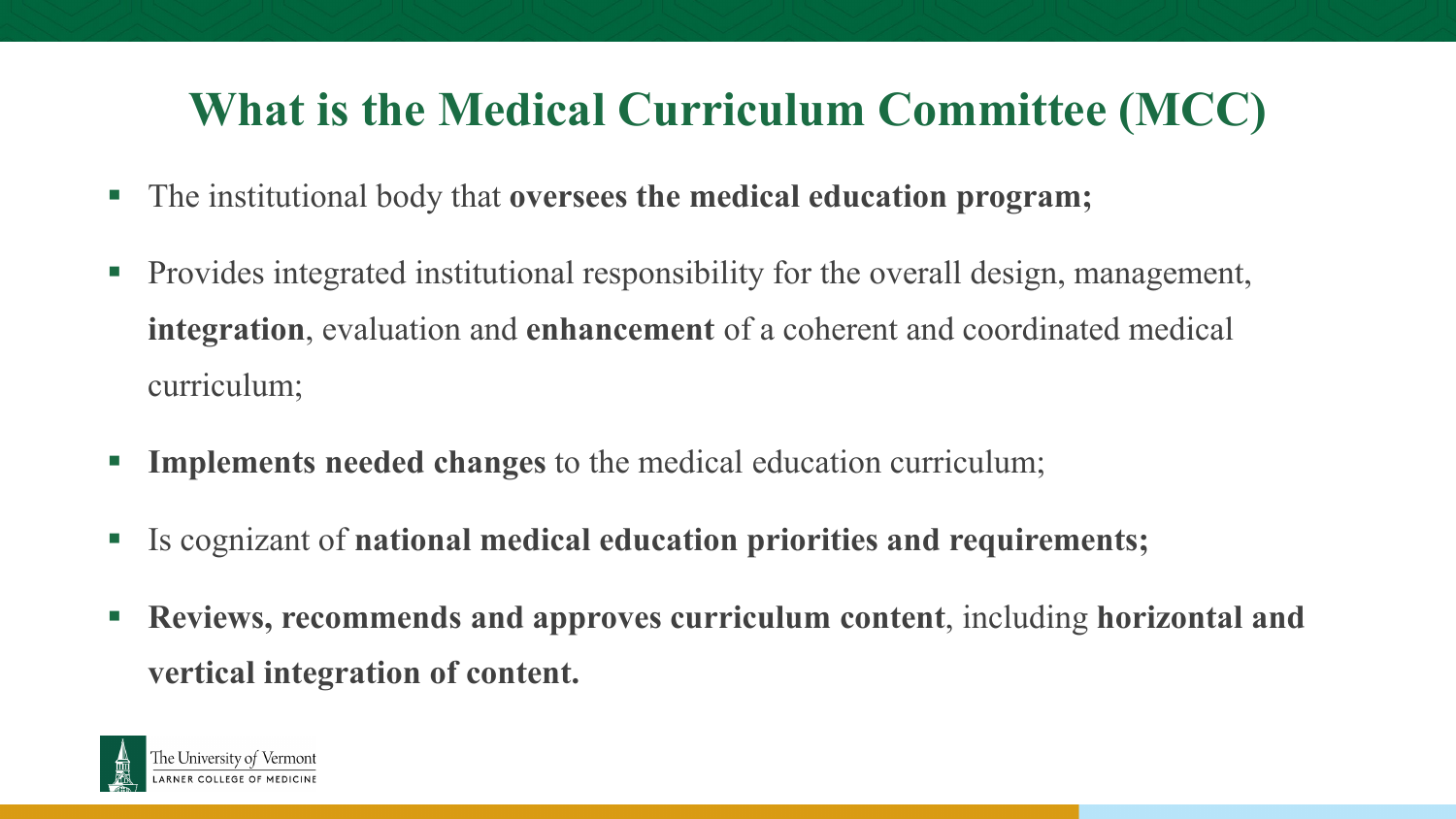## What is the Medical Curriculum Committee (MCC)

- The institutional body that **oversees the medical education program;**
- Provides integrated institutional responsibility for the overall design, management, **integration**, evaluation and **enhancement** of a coherent and coordinated medical curriculum;
- **Implements needed changes** to the medical education curriculum;
- Is cognizant of **national medical education priorities and requirements;**
- **Reviews, recommends and approves curriculum content**, including **horizontal and vertical integration of content.**

The University of Vermont
LARNER COLLEGE OF MEDICINE